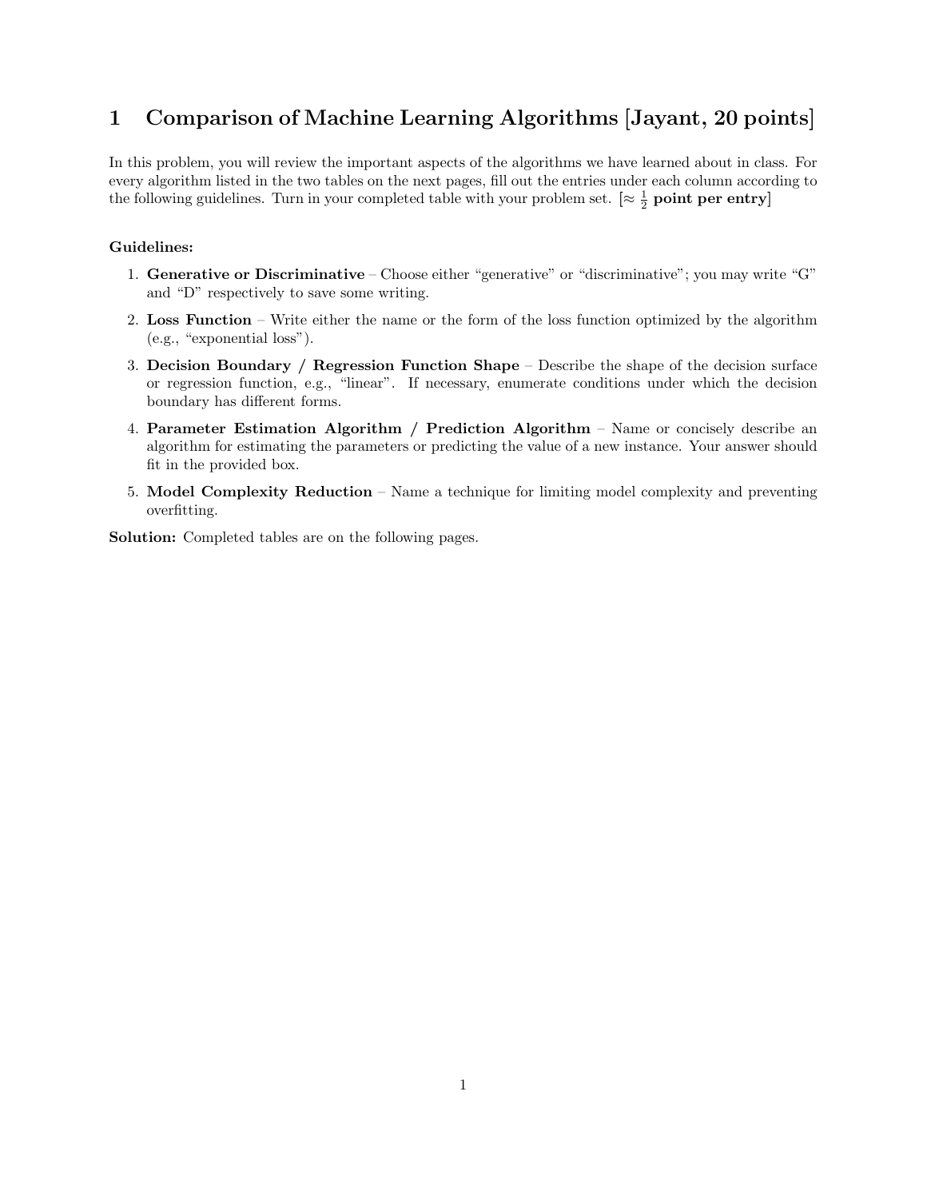# 1 Comparison of Machine Learning Algorithms [Jayant, 20 points]

In this problem, you will review the important aspects of the algorithms we have learned about in class. For every algorithm listed in the two tables on the next pages, fill out the entries under each column according to the following guidelines. Turn in your completed table with your problem set. [$\approx \frac{1}{2}$ **point per entry**]

**Guidelines:**

1. **Generative or Discriminative** – Choose either "generative" or "discriminative"; you may write "G" and "D" respectively to save some writing.
2. **Loss Function** – Write either the name or the form of the loss function optimized by the algorithm (e.g., "exponential loss").
3. **Decision Boundary / Regression Function Shape** – Describe the shape of the decision surface or regression function, e.g., "linear". If necessary, enumerate conditions under which the decision boundary has different forms.
4. **Parameter Estimation Algorithm / Prediction Algorithm** – Name or concisely describe an algorithm for estimating the parameters or predicting the value of a new instance. Your answer should fit in the provided box.
5. **Model Complexity Reduction** – Name a technique for limiting model complexity and preventing overfitting.

**Solution:** Completed tables are on the following pages.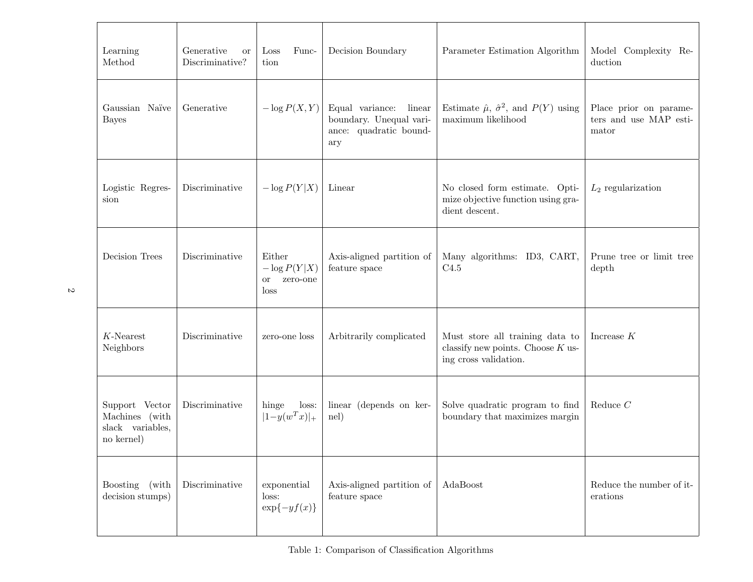| Learning Method | Generative or Discriminative? | Loss Function | Decision Boundary | Parameter Estimation Algorithm | Model Complexity Reduction |
|---|---|---|---|---|---|
| Gaussian Naïve Bayes | Generative | $-\log P(X,Y)$ | Equal variance: linear boundary. Unequal variance: quadratic boundary | Estimate $\hat{\mu}$, $\hat{\sigma}^2$, and $P(Y)$ using maximum likelihood | Place prior on parameters and use MAP estimator |
| Logistic Regression | Discriminative | $-\log P(Y\|X)$ | Linear | No closed form estimate. Optimize objective function using gradient descent. | $L_2$ regularization |
| Decision Trees | Discriminative | Either $-\log P(Y\|X)$ or zero-one loss | Axis-aligned partition of feature space | Many algorithms: ID3, CART, C4.5 | Prune tree or limit tree depth |
| $K$-Nearest Neighbors | Discriminative | zero-one loss | Arbitrarily complicated | Must store all training data to classify new points. Choose $K$ using cross validation. | Increase $K$ |
| Support Vector Machines (with slack variables, no kernel) | Discriminative | hinge loss: $\|1-y(w^T x)\|_+$ | linear (depends on kernel) | Solve quadratic program to find boundary that maximizes margin | Reduce $C$ |
| Boosting (with decision stumps) | Discriminative | exponential loss: $\exp\{-yf(x)\}$ | Axis-aligned partition of feature space | AdaBoost | Reduce the number of iterations |

Table 1: Comparison of Classification Algorithms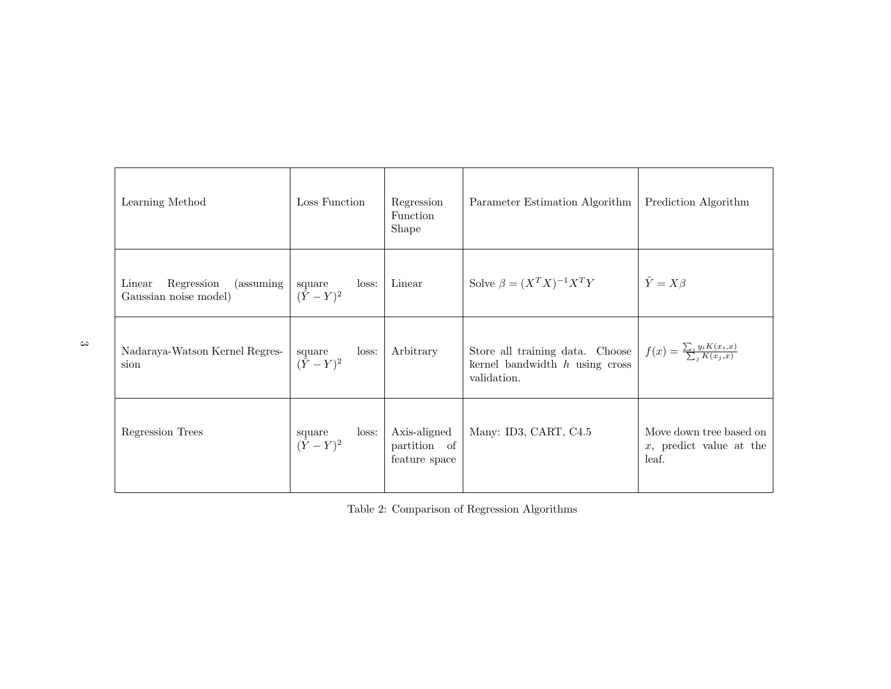| Learning Method | Loss Function | Regression Function Shape | Parameter Estimation Algorithm | Prediction Algorithm |
|---|---|---|---|---|
| Linear Regression (assuming Gaussian noise model) | square loss: $(\hat{Y} - Y)^2$ | Linear | Solve $\beta = (X^T X)^{-1} X^T Y$ | $\hat{Y} = X\beta$ |
| Nadaraya-Watson Kernel Regression | square loss: $(\hat{Y} - Y)^2$ | Arbitrary | Store all training data. Choose kernel bandwidth $h$ using cross validation. | $f(x) = \frac{\sum_i y_i K(x_i, x)}{\sum_j K(x_j, x)}$ |
| Regression Trees | square loss: $(\hat{Y} - Y)^2$ | Axis-aligned partition of feature space | Many: ID3, CART, C4.5 | Move down tree based on $x$, predict value at the leaf. |

Table 2: Comparison of Regression Algorithms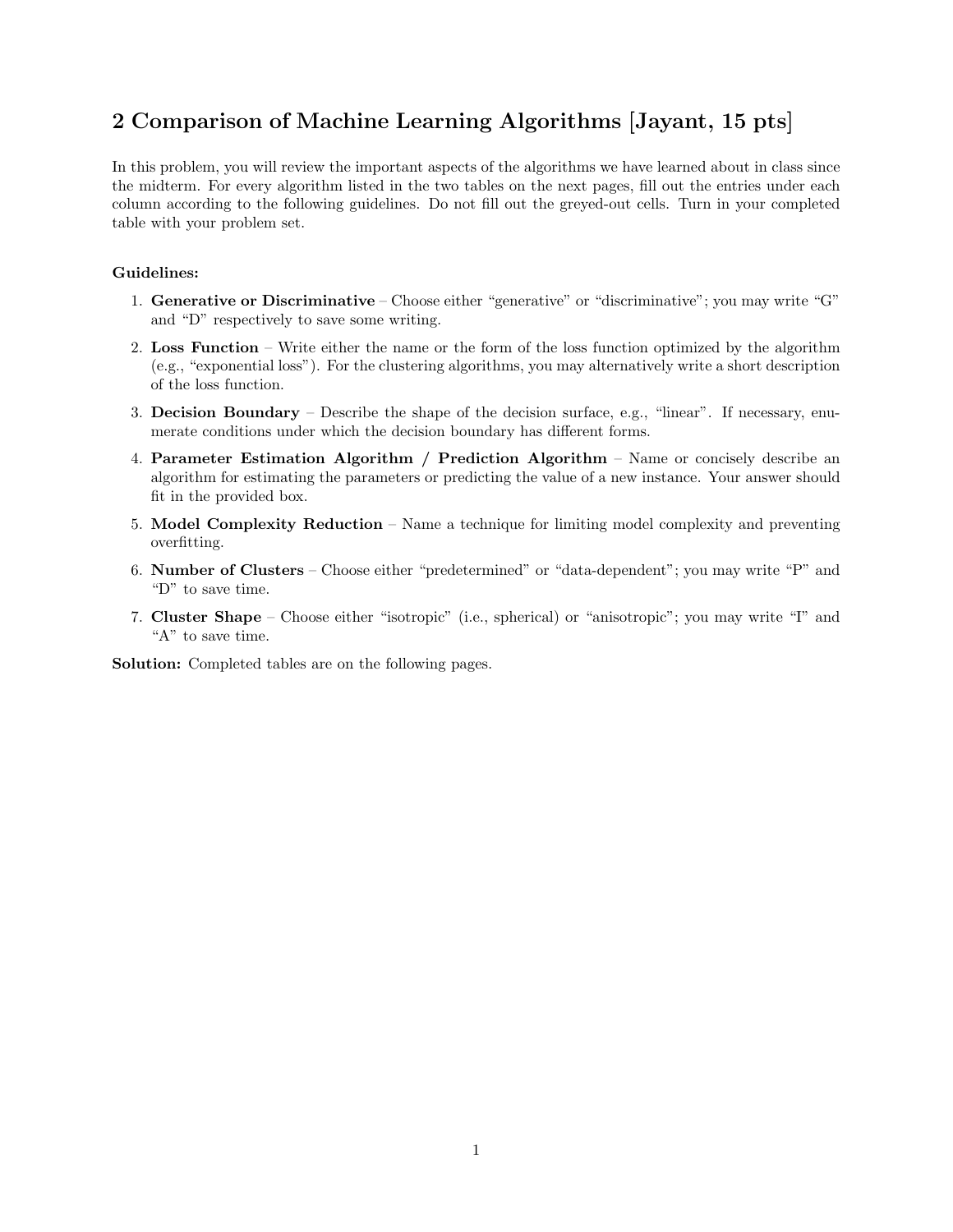## 2 Comparison of Machine Learning Algorithms [Jayant, 15 pts]

In this problem, you will review the important aspects of the algorithms we have learned about in class since the midterm. For every algorithm listed in the two tables on the next pages, fill out the entries under each column according to the following guidelines. Do not fill out the greyed-out cells. Turn in your completed table with your problem set.

**Guidelines:**

1. **Generative or Discriminative** – Choose either "generative" or "discriminative"; you may write "G" and "D" respectively to save some writing.
2. **Loss Function** – Write either the name or the form of the loss function optimized by the algorithm (e.g., "exponential loss"). For the clustering algorithms, you may alternatively write a short description of the loss function.
3. **Decision Boundary** – Describe the shape of the decision surface, e.g., "linear". If necessary, enumerate conditions under which the decision boundary has different forms.
4. **Parameter Estimation Algorithm / Prediction Algorithm** – Name or concisely describe an algorithm for estimating the parameters or predicting the value of a new instance. Your answer should fit in the provided box.
5. **Model Complexity Reduction** – Name a technique for limiting model complexity and preventing overfitting.
6. **Number of Clusters** – Choose either "predetermined" or "data-dependent"; you may write "P" and "D" to save time.
7. **Cluster Shape** – Choose either "isotropic" (i.e., spherical) or "anisotropic"; you may write "I" and "A" to save time.

**Solution:** Completed tables are on the following pages.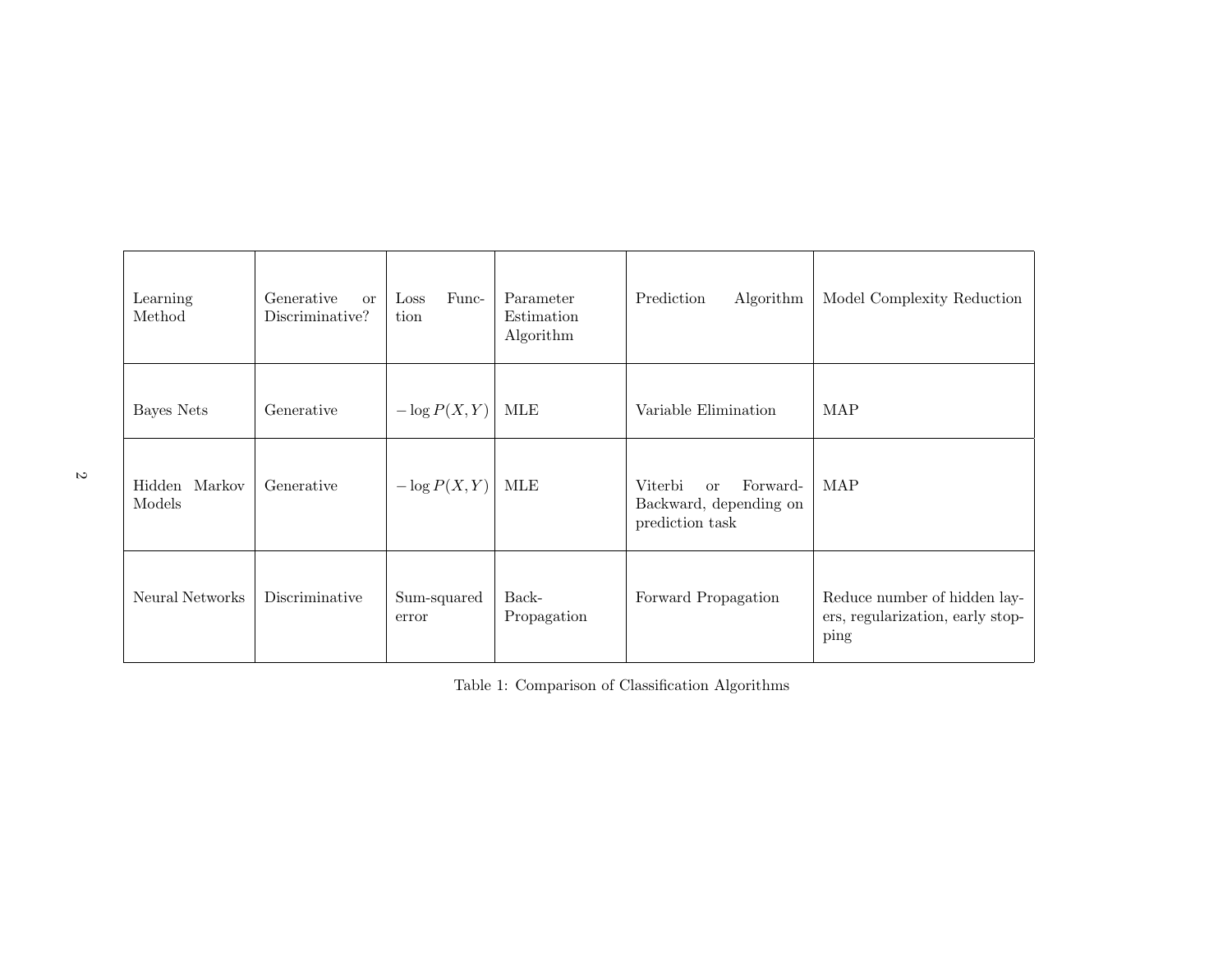| Learning Method | Generative or Discriminative? | Loss Function | Parameter Estimation Algorithm | Prediction Algorithm | Model Complexity Reduction |
|---|---|---|---|---|---|
| Bayes Nets | Generative | $-\log P(X, Y)$ | MLE | Variable Elimination | MAP |
| Hidden Markov Models | Generative | $-\log P(X, Y)$ | MLE | Viterbi or Forward-Backward, depending on prediction task | MAP |
| Neural Networks | Discriminative | Sum-squared error | Back-Propagation | Forward Propagation | Reduce number of hidden layers, regularization, early stopping |

Table 1: Comparison of Classification Algorithms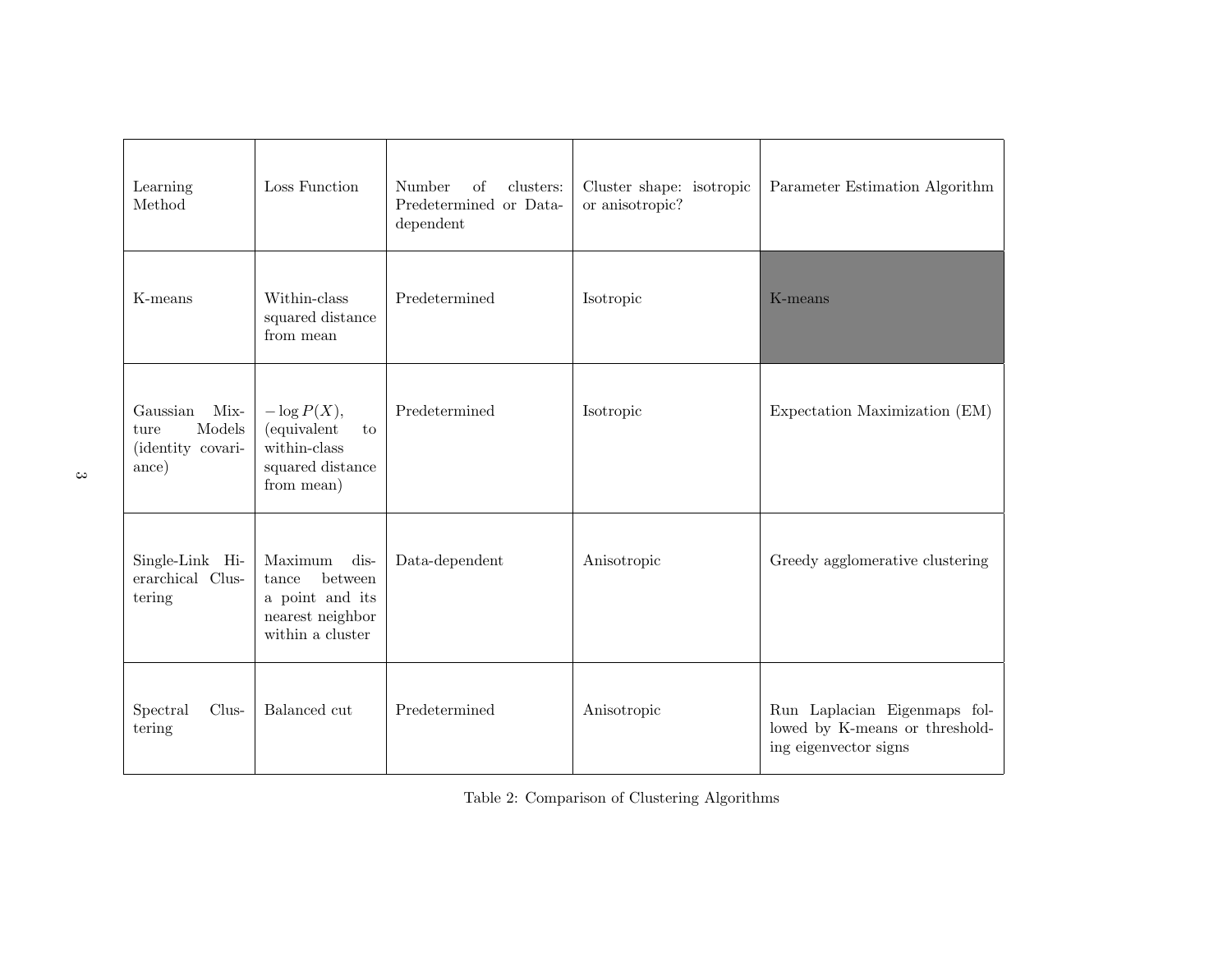| Learning Method | Loss Function | Number of clusters: Predetermined or Data-dependent | Cluster shape: isotropic or anisotropic? | Parameter Estimation Algorithm |
|---|---|---|---|---|
| K-means | Within-class squared distance from mean | Predetermined | Isotropic | K-means |
| Gaussian Mixture Models (identity covariance) | $-\log P(X)$, (equivalent to within-class squared distance from mean) | Predetermined | Isotropic | Expectation Maximization (EM) |
| Single-Link Hierarchical Clustering | Maximum distance between a point and its nearest neighbor within a cluster | Data-dependent | Anisotropic | Greedy agglomerative clustering |
| Spectral Clustering | Balanced cut | Predetermined | Anisotropic | Run Laplacian Eigenmaps followed by K-means or thresholding eigenvector signs |

Table 2: Comparison of Clustering Algorithms